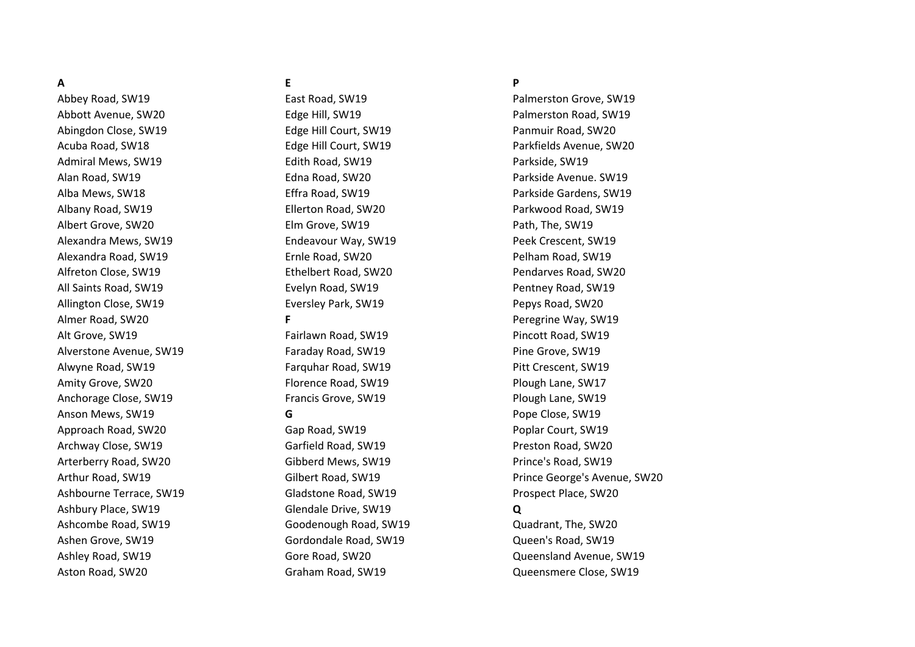**A**

Abbey Road, SW19
Abbott Avenue, SW20
Abingdon Close, SW19
Acuba Road, SW18
Admiral Mews, SW19
Alan Road, SW19
Alba Mews, SW18
Albany Road, SW19
Albert Grove, SW20
Alexandra Mews, SW19
Alexandra Road, SW19
Alfreton Close, SW19
All Saints Road, SW19
Allington Close, SW19
Almer Road, SW20
Alt Grove, SW19
Alverstone Avenue, SW19
Alwyne Road, SW19
Amity Grove, SW20
Anchorage Close, SW19
Anson Mews, SW19
Approach Road, SW20
Archway Close, SW19
Arterberry Road, SW20
Arthur Road, SW19
Ashbourne Terrace, SW19
Ashbury Place, SW19
Ashcombe Road, SW19
Ashen Grove, SW19
Ashley Road, SW19
Aston Road, SW20

**E**

East Road, SW19
Edge Hill, SW19
Edge Hill Court, SW19
Edge Hill Court, SW19
Edith Road, SW19
Edna Road, SW20
Effra Road, SW19
Ellerton Road, SW20
Elm Grove, SW19
Endeavour Way, SW19
Ernle Road, SW20
Ethelbert Road, SW20
Evelyn Road, SW19
Eversley Park, SW19

**F**

Fairlawn Road, SW19
Faraday Road, SW19
Farquhar Road, SW19
Florence Road, SW19
Francis Grove, SW19

**G**

Gap Road, SW19
Garfield Road, SW19
Gibberd Mews, SW19
Gilbert Road, SW19
Gladstone Road, SW19
Glendale Drive, SW19
Goodenough Road, SW19
Gordondale Road, SW19
Gore Road, SW20
Graham Road, SW19

**P**

Palmerston Grove, SW19
Palmerston Road, SW19
Panmuir Road, SW20
Parkfields Avenue, SW20
Parkside, SW19
Parkside Avenue. SW19
Parkside Gardens, SW19
Parkwood Road, SW19
Path, The, SW19
Peek Crescent, SW19
Pelham Road, SW19
Pendarves Road, SW20
Pentney Road, SW19
Pepys Road, SW20
Peregrine Way, SW19
Pincott Road, SW19
Pine Grove, SW19
Pitt Crescent, SW19
Plough Lane, SW17
Plough Lane, SW19
Pope Close, SW19
Poplar Court, SW19
Preston Road, SW20
Prince's Road, SW19
Prince George's Avenue, SW20
Prospect Place, SW20

**Q**

Quadrant, The, SW20
Queen's Road, SW19
Queensland Avenue, SW19
Queensmere Close, SW19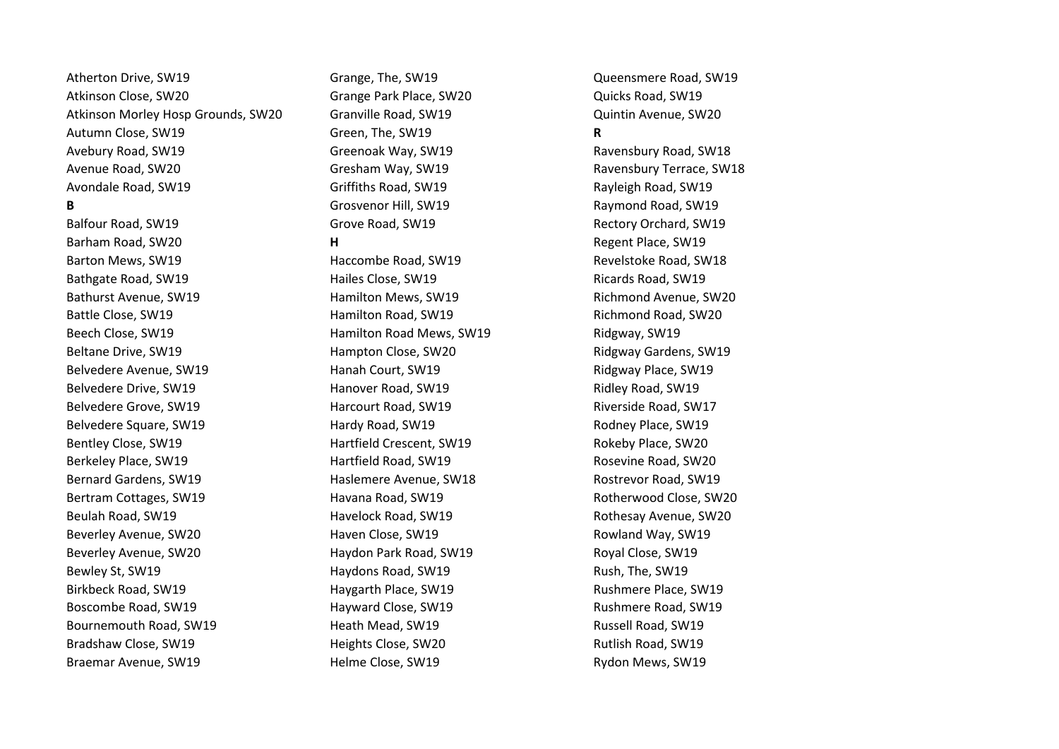Atherton Drive, SW19
Atkinson Close, SW20
Atkinson Morley Hosp Grounds, SW20
Autumn Close, SW19
Avebury Road, SW19
Avenue Road, SW20
Avondale Road, SW19

**B**

Balfour Road, SW19
Barham Road, SW20
Barton Mews, SW19
Bathgate Road, SW19
Bathurst Avenue, SW19
Battle Close, SW19
Beech Close, SW19
Beltane Drive, SW19
Belvedere Avenue, SW19
Belvedere Drive, SW19
Belvedere Grove, SW19
Belvedere Square, SW19
Bentley Close, SW19
Berkeley Place, SW19
Bernard Gardens, SW19
Bertram Cottages, SW19
Beulah Road, SW19
Beverley Avenue, SW20
Beverley Avenue, SW20
Bewley St, SW19
Birkbeck Road, SW19
Boscombe Road, SW19
Bournemouth Road, SW19
Bradshaw Close, SW19
Braemar Avenue, SW19

Grange, The, SW19
Grange Park Place, SW20
Granville Road, SW19
Green, The, SW19
Greenoak Way, SW19
Gresham Way, SW19
Griffiths Road, SW19
Grosvenor Hill, SW19
Grove Road, SW19

**H**

Haccombe Road, SW19
Hailes Close, SW19
Hamilton Mews, SW19
Hamilton Road, SW19
Hamilton Road Mews, SW19
Hampton Close, SW20
Hanah Court, SW19
Hanover Road, SW19
Harcourt Road, SW19
Hardy Road, SW19
Hartfield Crescent, SW19
Hartfield Road, SW19
Haslemere Avenue, SW18
Havana Road, SW19
Havelock Road, SW19
Haven Close, SW19
Haydon Park Road, SW19
Haydons Road, SW19
Haygarth Place, SW19
Hayward Close, SW19
Heath Mead, SW19
Heights Close, SW20
Helme Close, SW19

Queensmere Road, SW19
Quicks Road, SW19
Quintin Avenue, SW20

**R**

Ravensbury Road, SW18
Ravensbury Terrace, SW18
Rayleigh Road, SW19
Raymond Road, SW19
Rectory Orchard, SW19
Regent Place, SW19
Revelstoke Road, SW18
Ricards Road, SW19
Richmond Avenue, SW20
Richmond Road, SW20
Ridgway, SW19
Ridgway Gardens, SW19
Ridgway Place, SW19
Ridley Road, SW19
Riverside Road, SW17
Rodney Place, SW19
Rokeby Place, SW20
Rosevine Road, SW20
Rostrevor Road, SW19
Rotherwood Close, SW20
Rothesay Avenue, SW20
Rowland Way, SW19
Royal Close, SW19
Rush, The, SW19
Rushmere Place, SW19
Rushmere Road, SW19
Russell Road, SW19
Rutlish Road, SW19
Rydon Mews, SW19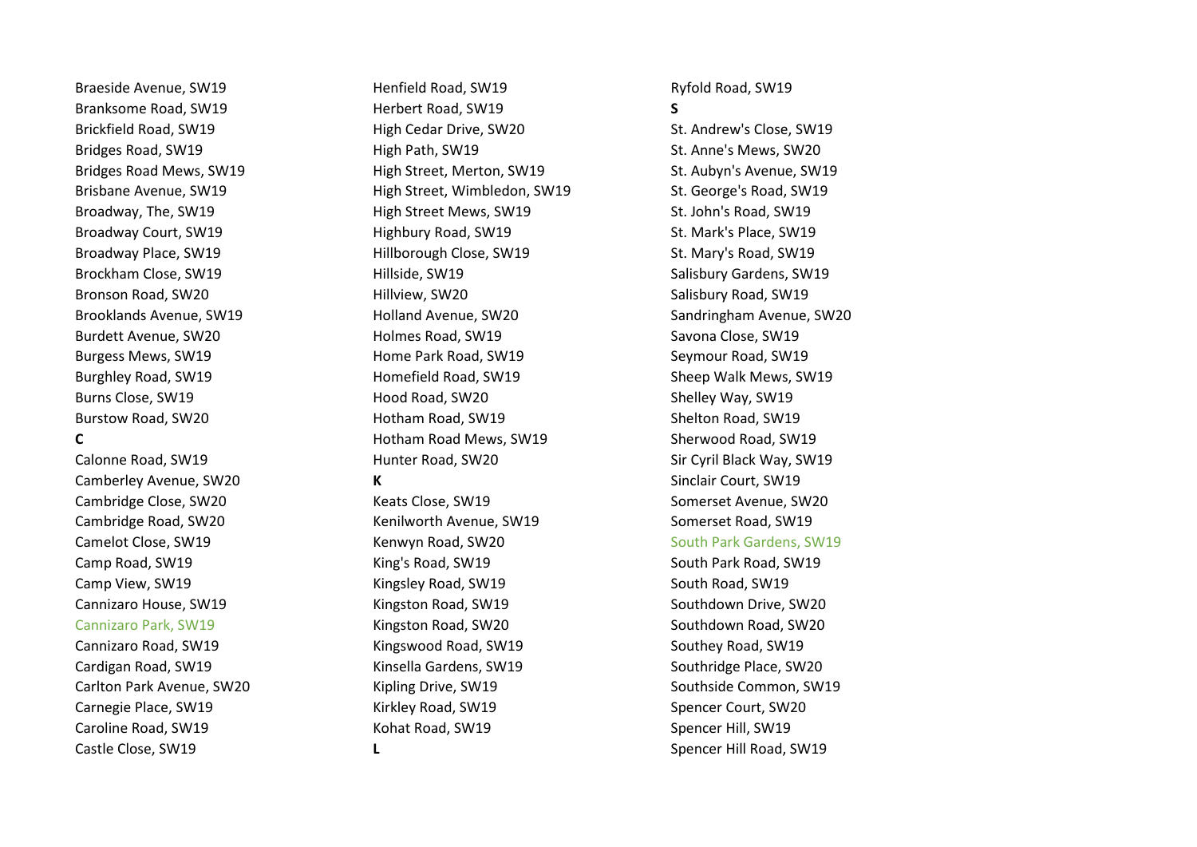Braeside Avenue, SW19
Branksome Road, SW19
Brickfield Road, SW19
Bridges Road, SW19
Bridges Road Mews, SW19
Brisbane Avenue, SW19
Broadway, The, SW19
Broadway Court, SW19
Broadway Place, SW19
Brockham Close, SW19
Bronson Road, SW20
Brooklands Avenue, SW19
Burdett Avenue, SW20
Burgess Mews, SW19
Burghley Road, SW19
Burns Close, SW19
Burstow Road, SW20

**C**

Calonne Road, SW19
Camberley Avenue, SW20
Cambridge Close, SW20
Cambridge Road, SW20
Camelot Close, SW19
Camp Road, SW19
Camp View, SW19
Cannizaro House, SW19
Cannizaro Park, SW19
Cannizaro Road, SW19
Cardigan Road, SW19
Carlton Park Avenue, SW20
Carnegie Place, SW19
Caroline Road, SW19
Castle Close, SW19

Henfield Road, SW19
Herbert Road, SW19
High Cedar Drive, SW20
High Path, SW19
High Street, Merton, SW19
High Street, Wimbledon, SW19
High Street Mews, SW19
Highbury Road, SW19
Hillborough Close, SW19
Hillside, SW19
Hillview, SW20
Holland Avenue, SW20
Holmes Road, SW19
Home Park Road, SW19
Homefield Road, SW19
Hood Road, SW20
Hotham Road, SW19
Hotham Road Mews, SW19
Hunter Road, SW20

**K**

Keats Close, SW19
Kenilworth Avenue, SW19
Kenwyn Road, SW20
King's Road, SW19
Kingsley Road, SW19
Kingston Road, SW19
Kingston Road, SW20
Kingswood Road, SW19
Kinsella Gardens, SW19
Kipling Drive, SW19
Kirkley Road, SW19
Kohat Road, SW19

**L**

Ryfold Road, SW19

**S**

St. Andrew's Close, SW19
St. Anne's Mews, SW20
St. Aubyn's Avenue, SW19
St. George's Road, SW19
St. John's Road, SW19
St. Mark's Place, SW19
St. Mary's Road, SW19
Salisbury Gardens, SW19
Salisbury Road, SW19
Sandringham Avenue, SW20
Savona Close, SW19
Seymour Road, SW19
Sheep Walk Mews, SW19
Shelley Way, SW19
Shelton Road, SW19
Sherwood Road, SW19
Sir Cyril Black Way, SW19
Sinclair Court, SW19
Somerset Avenue, SW20
Somerset Road, SW19
South Park Gardens, SW19
South Park Road, SW19
South Road, SW19
Southdown Drive, SW20
Southdown Road, SW20
Southey Road, SW19
Southridge Place, SW20
Southside Common, SW19
Spencer Court, SW20
Spencer Hill, SW19
Spencer Hill Road, SW19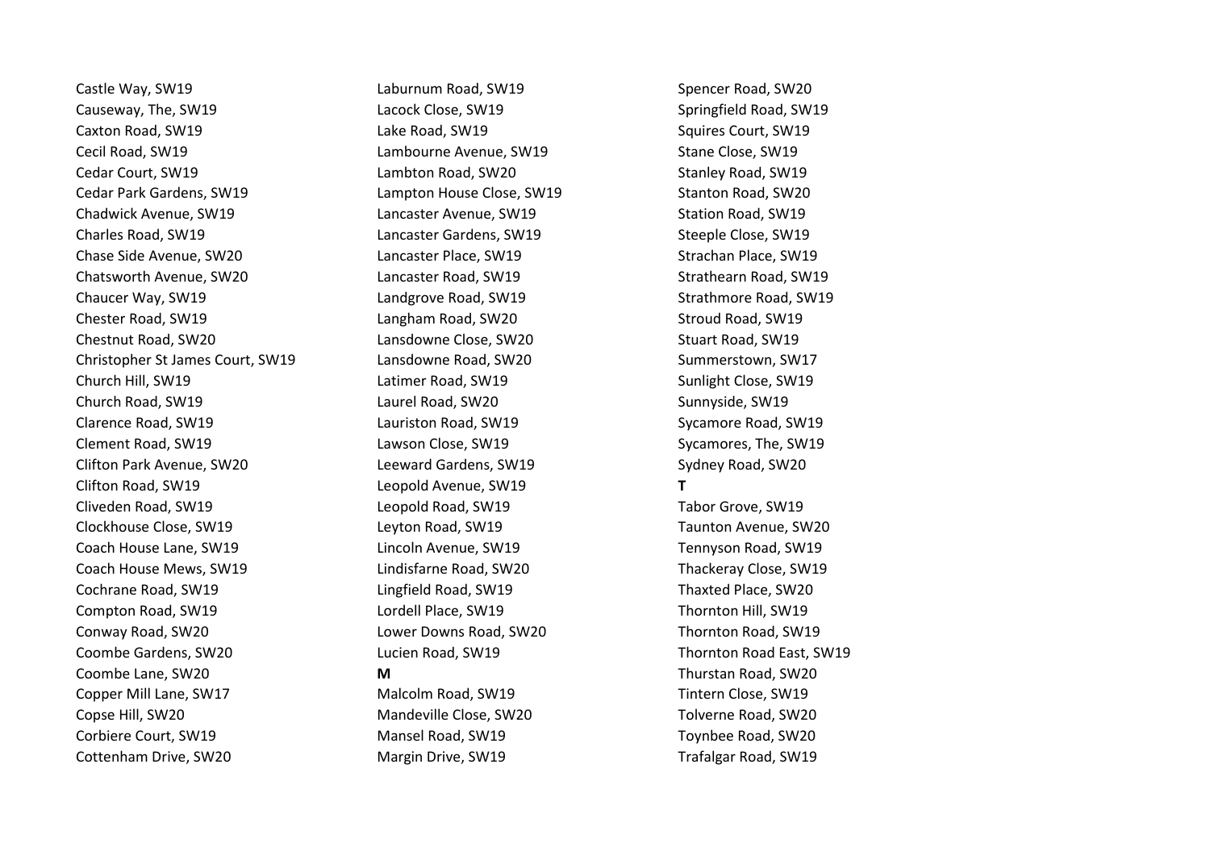Castle Way, SW19
Causeway, The, SW19
Caxton Road, SW19
Cecil Road, SW19
Cedar Court, SW19
Cedar Park Gardens, SW19
Chadwick Avenue, SW19
Charles Road, SW19
Chase Side Avenue, SW20
Chatsworth Avenue, SW20
Chaucer Way, SW19
Chester Road, SW19
Chestnut Road, SW20
Christopher St James Court, SW19
Church Hill, SW19
Church Road, SW19
Clarence Road, SW19
Clement Road, SW19
Clifton Park Avenue, SW20
Clifton Road, SW19
Cliveden Road, SW19
Clockhouse Close, SW19
Coach House Lane, SW19
Coach House Mews, SW19
Cochrane Road, SW19
Compton Road, SW19
Conway Road, SW20
Coombe Gardens, SW20
Coombe Lane, SW20
Copper Mill Lane, SW17
Copse Hill, SW20
Corbiere Court, SW19
Cottenham Drive, SW20

Laburnum Road, SW19
Lacock Close, SW19
Lake Road, SW19
Lambourne Avenue, SW19
Lambton Road, SW20
Lampton House Close, SW19
Lancaster Avenue, SW19
Lancaster Gardens, SW19
Lancaster Place, SW19
Lancaster Road, SW19
Landgrove Road, SW19
Langham Road, SW20
Lansdowne Close, SW20
Lansdowne Road, SW20
Latimer Road, SW19
Laurel Road, SW20
Lauriston Road, SW19
Lawson Close, SW19
Leeward Gardens, SW19
Leopold Avenue, SW19
Leopold Road, SW19
Leyton Road, SW19
Lincoln Avenue, SW19
Lindisfarne Road, SW20
Lingfield Road, SW19
Lordell Place, SW19
Lower Downs Road, SW20
Lucien Road, SW19

**M**

Malcolm Road, SW19
Mandeville Close, SW20
Mansel Road, SW19
Margin Drive, SW19

Spencer Road, SW20
Springfield Road, SW19
Squires Court, SW19
Stane Close, SW19
Stanley Road, SW19
Stanton Road, SW20
Station Road, SW19
Steeple Close, SW19
Strachan Place, SW19
Strathearn Road, SW19
Strathmore Road, SW19
Stroud Road, SW19
Stuart Road, SW19
Summerstown, SW17
Sunlight Close, SW19
Sunnyside, SW19
Sycamore Road, SW19
Sycamores, The, SW19
Sydney Road, SW20

**T**

Tabor Grove, SW19
Taunton Avenue, SW20
Tennyson Road, SW19
Thackeray Close, SW19
Thaxted Place, SW20
Thornton Hill, SW19
Thornton Road, SW19
Thornton Road East, SW19
Thurstan Road, SW20
Tintern Close, SW19
Tolverne Road, SW20
Toynbee Road, SW20
Trafalgar Road, SW19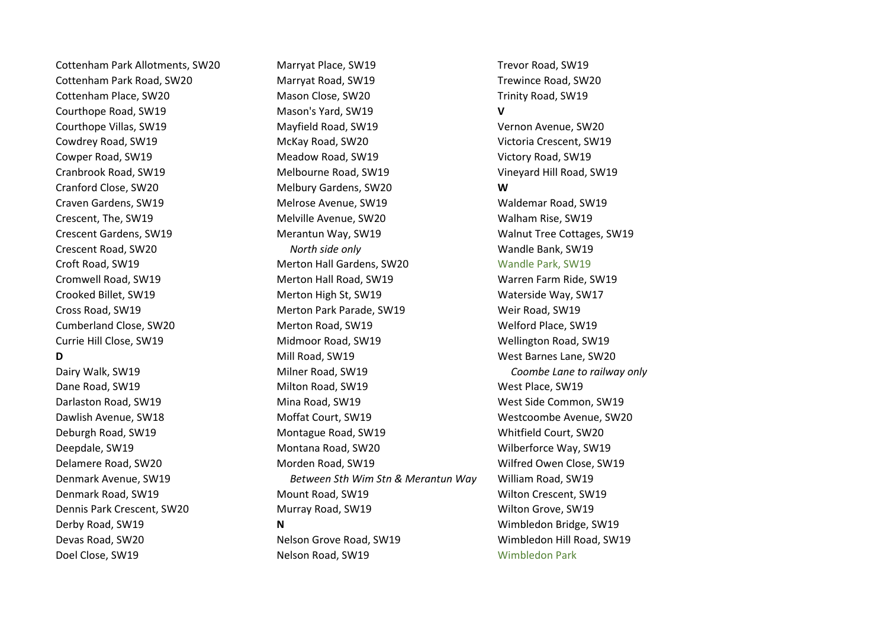Cottenham Park Allotments, SW20
Cottenham Park Road, SW20
Cottenham Place, SW20
Courthope Road, SW19
Courthope Villas, SW19
Cowdrey Road, SW19
Cowper Road, SW19
Cranbrook Road, SW19
Cranford Close, SW20
Craven Gardens, SW19
Crescent, The, SW19
Crescent Gardens, SW19
Crescent Road, SW20
Croft Road, SW19
Cromwell Road, SW19
Crooked Billet, SW19
Cross Road, SW19
Cumberland Close, SW20
Currie Hill Close, SW19

**D**

Dairy Walk, SW19
Dane Road, SW19
Darlaston Road, SW19
Dawlish Avenue, SW18
Deburgh Road, SW19
Deepdale, SW19
Delamere Road, SW20
Denmark Avenue, SW19
Denmark Road, SW19
Dennis Park Crescent, SW20
Derby Road, SW19
Devas Road, SW20
Doel Close, SW19

Marryat Place, SW19
Marryat Road, SW19
Mason Close, SW20
Mason's Yard, SW19
Mayfield Road, SW19
McKay Road, SW20
Meadow Road, SW19
Melbourne Road, SW19
Melbury Gardens, SW20
Melrose Avenue, SW19
Melville Avenue, SW20
Merantun Way, SW19
*North side only*
Merton Hall Gardens, SW20
Merton Hall Road, SW19
Merton High St, SW19
Merton Park Parade, SW19
Merton Road, SW19
Midmoor Road, SW19
Mill Road, SW19
Milner Road, SW19
Milton Road, SW19
Mina Road, SW19
Moffat Court, SW19
Montague Road, SW19
Montana Road, SW20
Morden Road, SW19
*Between Sth Wim Stn & Merantun Way*
Mount Road, SW19
Murray Road, SW19

**N**

Nelson Grove Road, SW19
Nelson Road, SW19

Trevor Road, SW19
Trewince Road, SW20
Trinity Road, SW19

**V**

Vernon Avenue, SW20
Victoria Crescent, SW19
Victory Road, SW19
Vineyard Hill Road, SW19

**W**

Waldemar Road, SW19
Walham Rise, SW19
Walnut Tree Cottages, SW19
Wandle Bank, SW19
Wandle Park, SW19
Warren Farm Ride, SW19
Waterside Way, SW17
Weir Road, SW19
Welford Place, SW19
Wellington Road, SW19
West Barnes Lane, SW20
*Coombe Lane to railway only*
West Place, SW19
West Side Common, SW19
Westcoombe Avenue, SW20
Whitfield Court, SW20
Wilberforce Way, SW19
Wilfred Owen Close, SW19
William Road, SW19
Wilton Crescent, SW19
Wilton Grove, SW19
Wimbledon Bridge, SW19
Wimbledon Hill Road, SW19
Wimbledon Park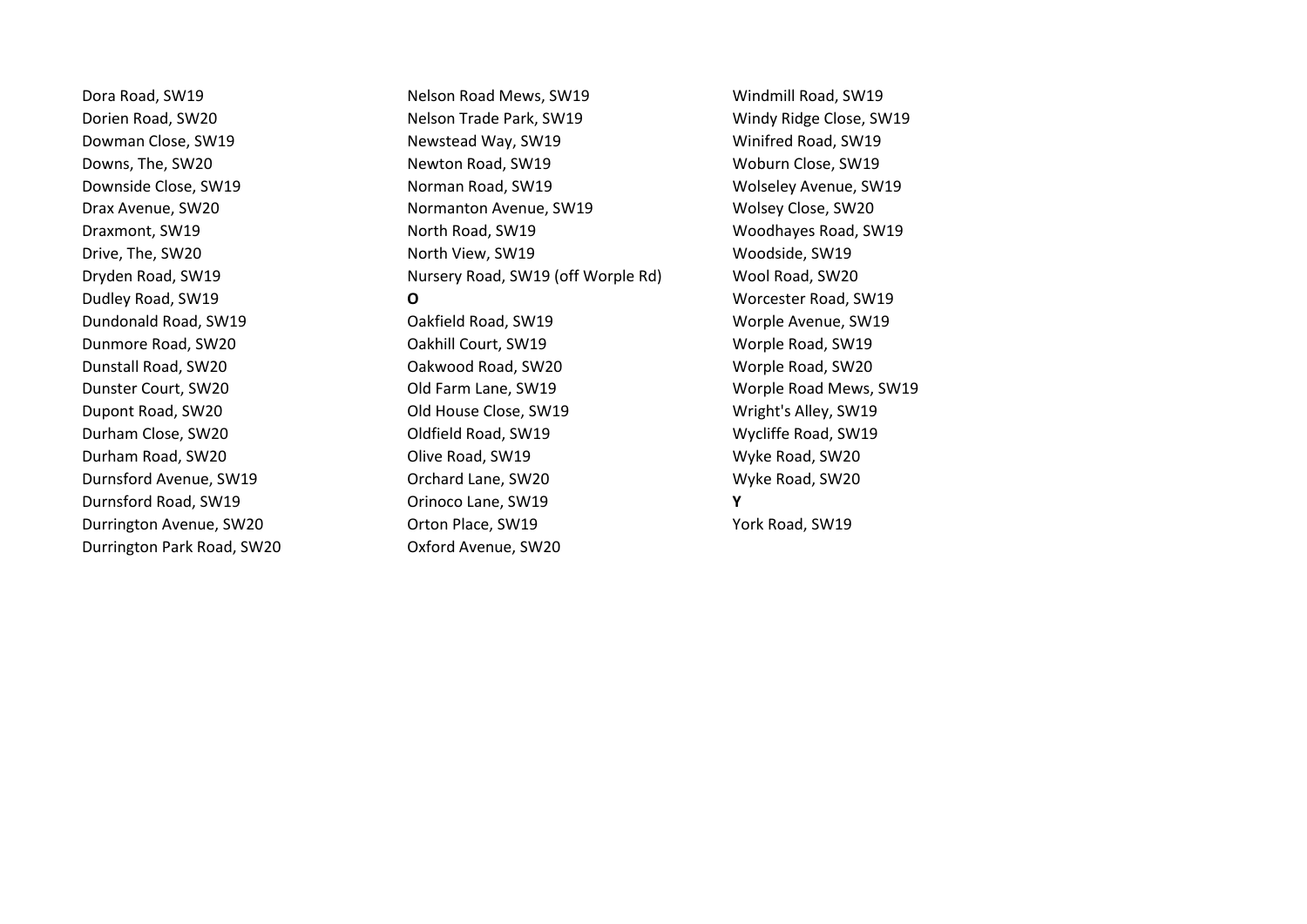Dora Road, SW19
Dorien Road, SW20
Dowman Close, SW19
Downs, The, SW20
Downside Close, SW19
Drax Avenue, SW20
Draxmont, SW19
Drive, The, SW20
Dryden Road, SW19
Dudley Road, SW19
Dundonald Road, SW19
Dunmore Road, SW20
Dunstall Road, SW20
Dunster Court, SW20
Dupont Road, SW20
Durham Close, SW20
Durham Road, SW20
Durnsford Avenue, SW19
Durnsford Road, SW19
Durrington Avenue, SW20
Durrington Park Road, SW20

Nelson Road Mews, SW19
Nelson Trade Park, SW19
Newstead Way, SW19
Newton Road, SW19
Norman Road, SW19
Normanton Avenue, SW19
North Road, SW19
North View, SW19
Nursery Road, SW19 (off Worple Rd)

**O**

Oakfield Road, SW19
Oakhill Court, SW19
Oakwood Road, SW20
Old Farm Lane, SW19
Old House Close, SW19
Oldfield Road, SW19
Olive Road, SW19
Orchard Lane, SW20
Orinoco Lane, SW19
Orton Place, SW19
Oxford Avenue, SW20

Windmill Road, SW19
Windy Ridge Close, SW19
Winifred Road, SW19
Woburn Close, SW19
Wolseley Avenue, SW19
Wolsey Close, SW20
Woodhayes Road, SW19
Woodside, SW19
Wool Road, SW20
Worcester Road, SW19
Worple Avenue, SW19
Worple Road, SW19
Worple Road, SW20
Worple Road Mews, SW19
Wright's Alley, SW19
Wycliffe Road, SW19
Wyke Road, SW20
Wyke Road, SW20

**Y**

York Road, SW19